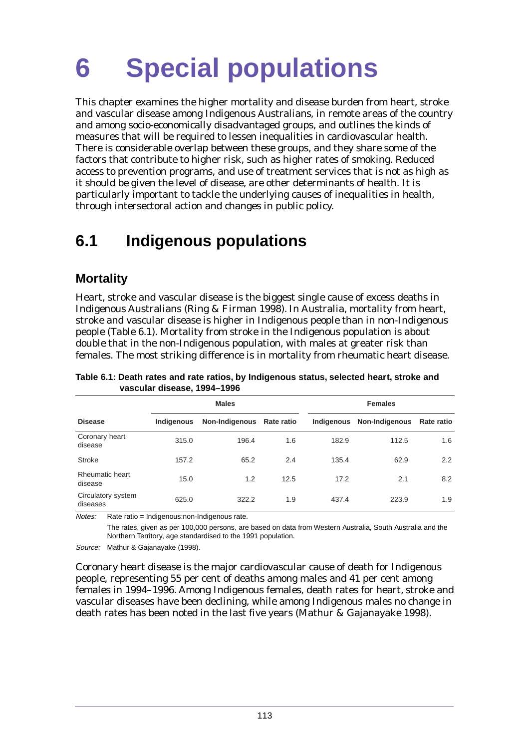# 6 Special populations

This chapter examines the higher mortality and disease burden from heart, stroke and vascular disease among Indigenous Australians, in remote areas of the country and among socio-economically disadvantaged groups, and outlines the kinds of measures that will be required to lessen inequalities in cardiovascular health. There is considerable overlap between these groups, and they share some of the factors that contribute to higher risk, such as higher rates of smoking. Reduced access to prevention programs, and use of treatment services that is not as high as it should be given the level of disease, are other determinants of health. It is particularly important to tackle the underlying causes of inequalities in health, through intersectoral action and changes in public policy.

## 6.1 Indigenous populations

### Mortality

Heart, stroke and vascular disease is the biggest single cause of excess deaths in Indigenous Australians (Ring & Firman 1998). In Australia, mortality from heart, stroke and vascular disease is higher in Indigenous people than in non-Indigenous people (Table 6.1). Mortality from stroke in the Indigenous population is about double that in the non-Indigenous population, with males at greater risk than females. The most striking difference is in mortality from rheumatic heart disease.

**Table 6.1: Death rates and rate ratios, by Indigenous status, selected heart, stroke and vascular disease, 1994–1996**

| | Males | | | Females | | |
|---|---|---|---|---|---|---|
| **Disease** | **Indigenous** | **Non-Indigenous** | **Rate ratio** | **Indigenous** | **Non-Indigenous** | **Rate ratio** |
| Coronary heart disease | 315.0 | 196.4 | 1.6 | 182.9 | 112.5 | 1.6 |
| Stroke | 157.2 | 65.2 | 2.4 | 135.4 | 62.9 | 2.2 |
| Rheumatic heart disease | 15.0 | 1.2 | 12.5 | 17.2 | 2.1 | 8.2 |
| Circulatory system diseases | 625.0 | 322.2 | 1.9 | 437.4 | 223.9 | 1.9 |

*Notes:* Rate ratio = Indigenous:non-Indigenous rate.

The rates, given as per 100,000 persons, are based on data from Western Australia, South Australia and the Northern Territory, age standardised to the 1991 population.

*Source:* Mathur & Gajanayake (1998).

Coronary heart disease is the major cardiovascular cause of death for Indigenous people, representing 55 per cent of deaths among males and 41 per cent among females in 1994–1996. Among Indigenous females, death rates for heart, stroke and vascular diseases have been declining, while among Indigenous males no change in death rates has been noted in the last five years (Mathur & Gajanayake 1998).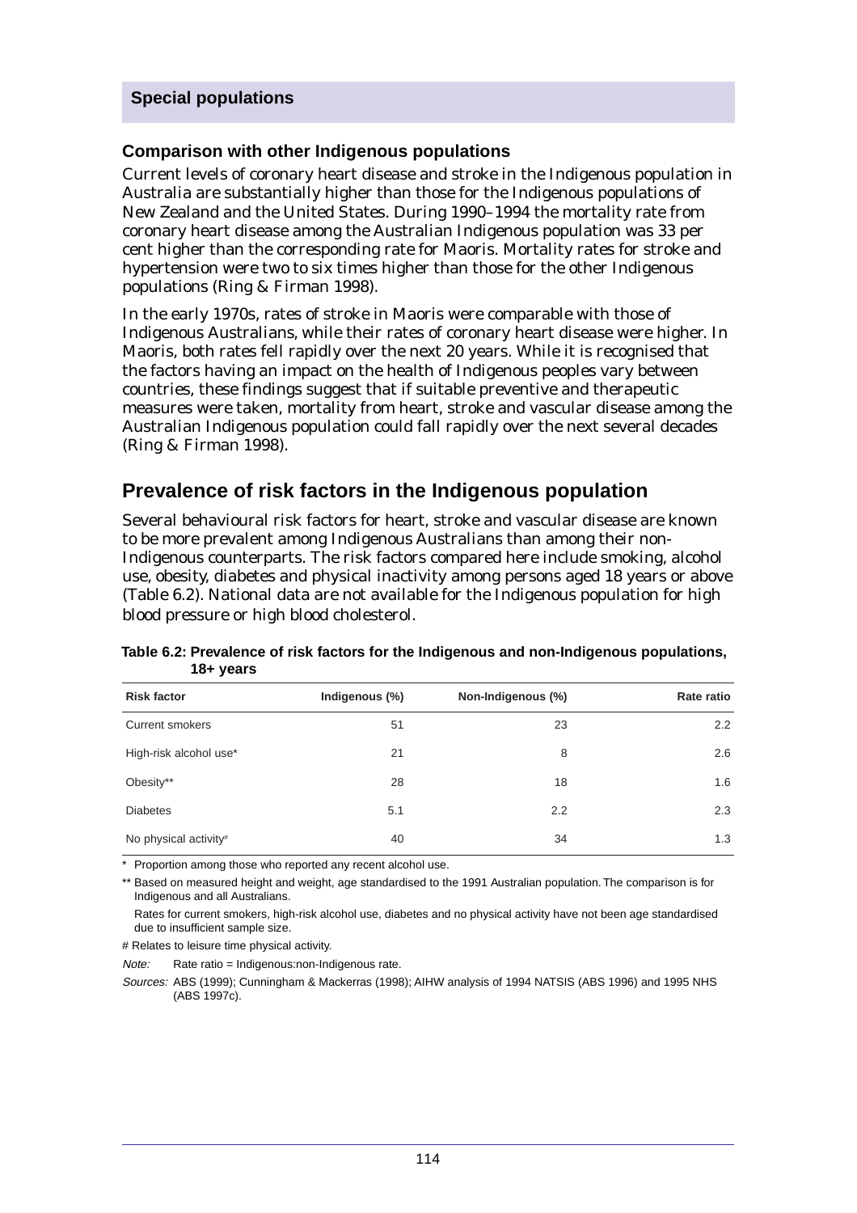## Special populations

### Comparison with other Indigenous populations

Current levels of coronary heart disease and stroke in the Indigenous population in Australia are substantially higher than those for the Indigenous populations of New Zealand and the United States. During 1990–1994 the mortality rate from coronary heart disease among the Australian Indigenous population was 33 per cent higher than the corresponding rate for Maoris. Mortality rates for stroke and hypertension were two to six times higher than those for the other Indigenous populations (Ring & Firman 1998).

In the early 1970s, rates of stroke in Maoris were comparable with those of Indigenous Australians, while their rates of coronary heart disease were higher. In Maoris, both rates fell rapidly over the next 20 years. While it is recognised that the factors having an impact on the health of Indigenous peoples vary between countries, these findings suggest that if suitable preventive and therapeutic measures were taken, mortality from heart, stroke and vascular disease among the Australian Indigenous population could fall rapidly over the next several decades (Ring & Firman 1998).

## Prevalence of risk factors in the Indigenous population

Several behavioural risk factors for heart, stroke and vascular disease are known to be more prevalent among Indigenous Australians than among their non-Indigenous counterparts. The risk factors compared here include smoking, alcohol use, obesity, diabetes and physical inactivity among persons aged 18 years or above (Table 6.2). National data are not available for the Indigenous population for high blood pressure or high blood cholesterol.

**Table 6.2: Prevalence of risk factors for the Indigenous and non-Indigenous populations, 18+ years**

| Risk factor | Indigenous (%) | Non-Indigenous (%) | Rate ratio |
|---|---|---|---|
| Current smokers | 51 | 23 | 2.2 |
| High-risk alcohol use* | 21 | 8 | 2.6 |
| Obesity** | 28 | 18 | 1.6 |
| Diabetes | 5.1 | 2.2 | 2.3 |
| No physical activity# | 40 | 34 | 1.3 |

\* Proportion among those who reported any recent alcohol use.

** Based on measured height and weight, age standardised to the 1991 Australian population. The comparison is for Indigenous and all Australians.

Rates for current smokers, high-risk alcohol use, diabetes and no physical activity have not been age standardised due to insufficient sample size.

# Relates to leisure time physical activity.

*Note:* Rate ratio = Indigenous:non-Indigenous rate.

*Sources:* ABS (1999); Cunningham & Mackerras (1998); AIHW analysis of 1994 NATSIS (ABS 1996) and 1995 NHS (ABS 1997c).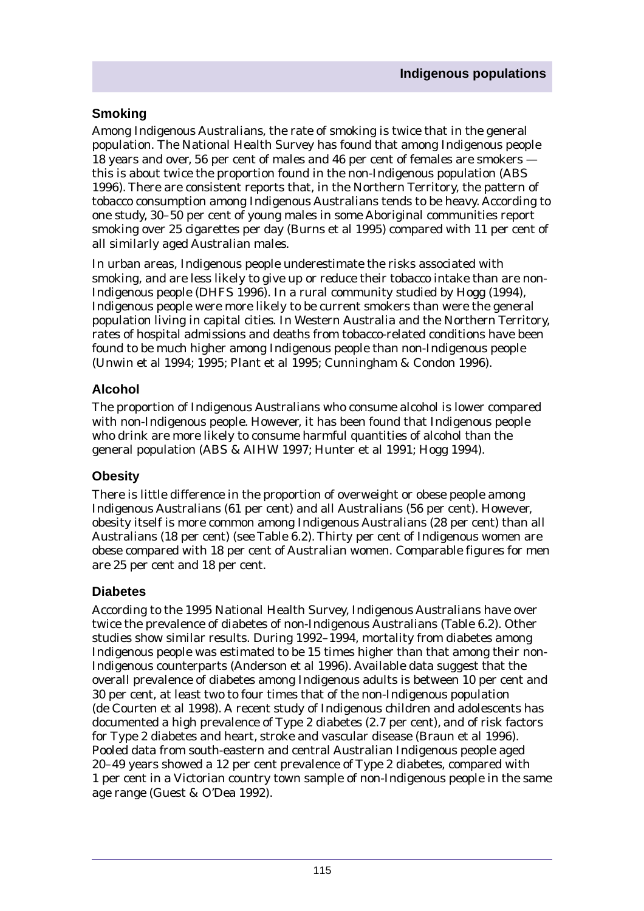## Smoking

Among Indigenous Australians, the rate of smoking is twice that in the general population. The National Health Survey has found that among Indigenous people 18 years and over, 56 per cent of males and 46 per cent of females are smokers — this is about twice the proportion found in the non-Indigenous population (ABS 1996). There are consistent reports that, in the Northern Territory, the pattern of tobacco consumption among Indigenous Australians tends to be heavy. According to one study, 30–50 per cent of young males in some Aboriginal communities report smoking over 25 cigarettes per day (Burns et al 1995) compared with 11 per cent of all similarly aged Australian males.

In urban areas, Indigenous people underestimate the risks associated with smoking, and are less likely to give up or reduce their tobacco intake than are non-Indigenous people (DHFS 1996). In a rural community studied by Hogg (1994), Indigenous people were more likely to be current smokers than were the general population living in capital cities. In Western Australia and the Northern Territory, rates of hospital admissions and deaths from tobacco-related conditions have been found to be much higher among Indigenous people than non-Indigenous people (Unwin et al 1994; 1995; Plant et al 1995; Cunningham & Condon 1996).

## Alcohol

The proportion of Indigenous Australians who consume alcohol is lower compared with non-Indigenous people. However, it has been found that Indigenous people who drink are more likely to consume harmful quantities of alcohol than the general population (ABS & AIHW 1997; Hunter et al 1991; Hogg 1994).

## Obesity

There is little difference in the proportion of overweight or obese people among Indigenous Australians (61 per cent) and all Australians (56 per cent). However, obesity itself is more common among Indigenous Australians (28 per cent) than all Australians (18 per cent) (see Table 6.2). Thirty per cent of Indigenous women are obese compared with 18 per cent of Australian women. Comparable figures for men are 25 per cent and 18 per cent.

## Diabetes

According to the 1995 National Health Survey, Indigenous Australians have over twice the prevalence of diabetes of non-Indigenous Australians (Table 6.2). Other studies show similar results. During 1992–1994, mortality from diabetes among Indigenous people was estimated to be 15 times higher than that among their non-Indigenous counterparts (Anderson et al 1996). Available data suggest that the overall prevalence of diabetes among Indigenous adults is between 10 per cent and 30 per cent, at least two to four times that of the non-Indigenous population (de Courten et al 1998). A recent study of Indigenous children and adolescents has documented a high prevalence of Type 2 diabetes (2.7 per cent), and of risk factors for Type 2 diabetes and heart, stroke and vascular disease (Braun et al 1996). Pooled data from south-eastern and central Australian Indigenous people aged 20–49 years showed a 12 per cent prevalence of Type 2 diabetes, compared with 1 per cent in a Victorian country town sample of non-Indigenous people in the same age range (Guest & O'Dea 1992).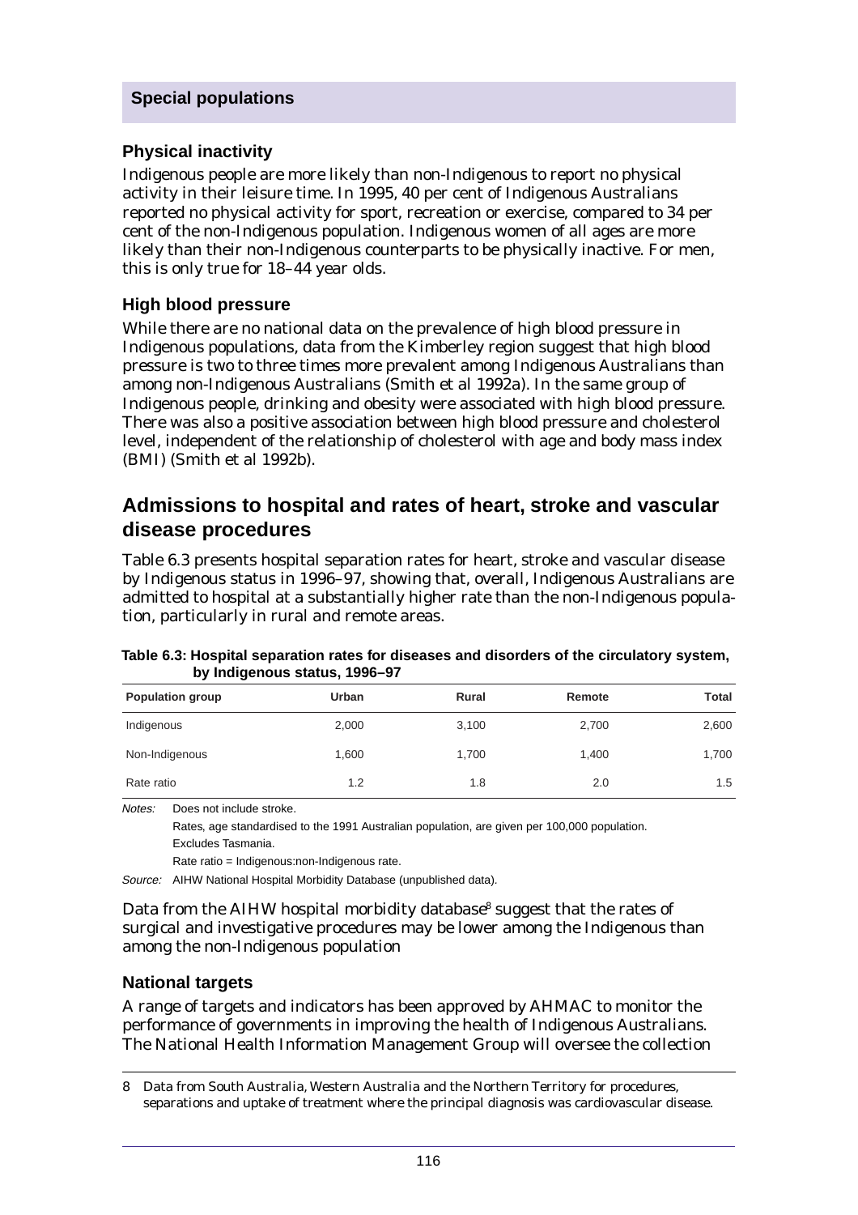## Special populations

### Physical inactivity

Indigenous people are more likely than non-Indigenous to report no physical activity in their leisure time. In 1995, 40 per cent of Indigenous Australians reported no physical activity for sport, recreation or exercise, compared to 34 per cent of the non-Indigenous population. Indigenous women of all ages are more likely than their non-Indigenous counterparts to be physically inactive. For men, this is only true for 18–44 year olds.

### High blood pressure

While there are no national data on the prevalence of high blood pressure in Indigenous populations, data from the Kimberley region suggest that high blood pressure is two to three times more prevalent among Indigenous Australians than among non-Indigenous Australians (Smith et al 1992a). In the same group of Indigenous people, drinking and obesity were associated with high blood pressure. There was also a positive association between high blood pressure and cholesterol level, independent of the relationship of cholesterol with age and body mass index (BMI) (Smith et al 1992b).

## Admissions to hospital and rates of heart, stroke and vascular disease procedures

Table 6.3 presents hospital separation rates for heart, stroke and vascular disease by Indigenous status in 1996–97, showing that, overall, Indigenous Australians are admitted to hospital at a substantially higher rate than the non-Indigenous population, particularly in rural and remote areas.

**Table 6.3: Hospital separation rates for diseases and disorders of the circulatory system, by Indigenous status, 1996–97**

| Population group | Urban | Rural | Remote | Total |
|---|---|---|---|---|
| Indigenous | 2,000 | 3,100 | 2,700 | 2,600 |
| Non-Indigenous | 1,600 | 1,700 | 1,400 | 1,700 |
| Rate ratio | 1.2 | 1.8 | 2.0 | 1.5 |

*Notes:* Does not include stroke.
Rates, age standardised to the 1991 Australian population, are given per 100,000 population.
Excludes Tasmania.
Rate ratio = Indigenous:non-Indigenous rate.

*Source:* AIHW National Hospital Morbidity Database (unpublished data).

Data from the AIHW hospital morbidity database[8] suggest that the rates of surgical and investigative procedures may be lower among the Indigenous than among the non-Indigenous population

### National targets

A range of targets and indicators has been approved by AHMAC to monitor the performance of governments in improving the health of Indigenous Australians. The National Health Information Management Group will oversee the collection

8 Data from South Australia, Western Australia and the Northern Territory for procedures, separations and uptake of treatment where the principal diagnosis was cardiovascular disease.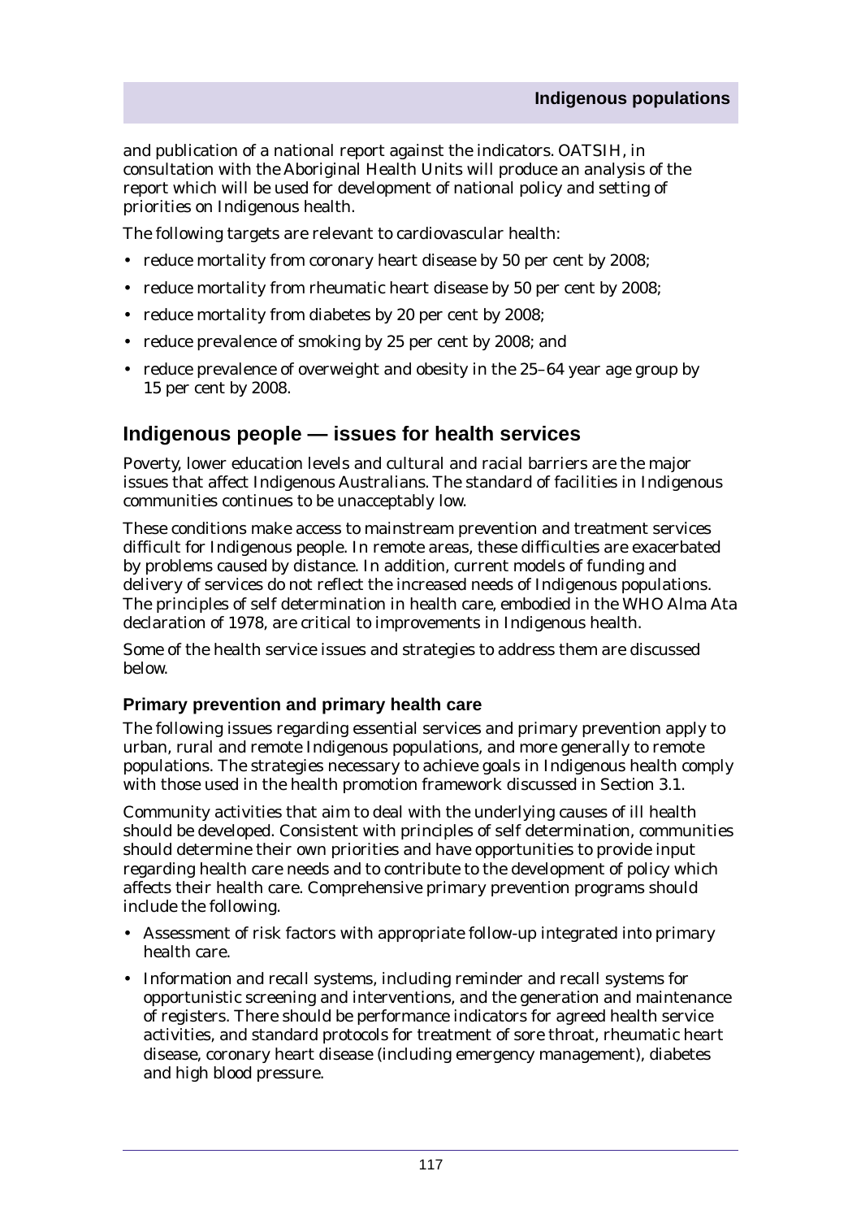and publication of a national report against the indicators. OATSIH, in consultation with the Aboriginal Health Units will produce an analysis of the report which will be used for development of national policy and setting of priorities on Indigenous health.

The following targets are relevant to cardiovascular health:

- reduce mortality from coronary heart disease by 50 per cent by 2008;
- reduce mortality from rheumatic heart disease by 50 per cent by 2008;
- reduce mortality from diabetes by 20 per cent by 2008;
- reduce prevalence of smoking by 25 per cent by 2008; and
- reduce prevalence of overweight and obesity in the 25–64 year age group by 15 per cent by 2008.

## Indigenous people — issues for health services

Poverty, lower education levels and cultural and racial barriers are the major issues that affect Indigenous Australians. The standard of facilities in Indigenous communities continues to be unacceptably low.

These conditions make access to mainstream prevention and treatment services difficult for Indigenous people. In remote areas, these difficulties are exacerbated by problems caused by distance. In addition, current models of funding and delivery of services do not reflect the increased needs of Indigenous populations. The principles of self determination in health care, embodied in the WHO Alma Ata declaration of 1978, are critical to improvements in Indigenous health.

Some of the health service issues and strategies to address them are discussed below.

### Primary prevention and primary health care

The following issues regarding essential services and primary prevention apply to urban, rural and remote Indigenous populations, and more generally to remote populations. The strategies necessary to achieve goals in Indigenous health comply with those used in the health promotion framework discussed in Section 3.1.

Community activities that aim to deal with the underlying causes of ill health should be developed. Consistent with principles of self determination, communities should determine their own priorities and have opportunities to provide input regarding health care needs and to contribute to the development of policy which affects their health care. Comprehensive primary prevention programs should include the following.

- Assessment of risk factors with appropriate follow-up integrated into primary health care.
- Information and recall systems, including reminder and recall systems for opportunistic screening and interventions, and the generation and maintenance of registers. There should be performance indicators for agreed health service activities, and standard protocols for treatment of sore throat, rheumatic heart disease, coronary heart disease (including emergency management), diabetes and high blood pressure.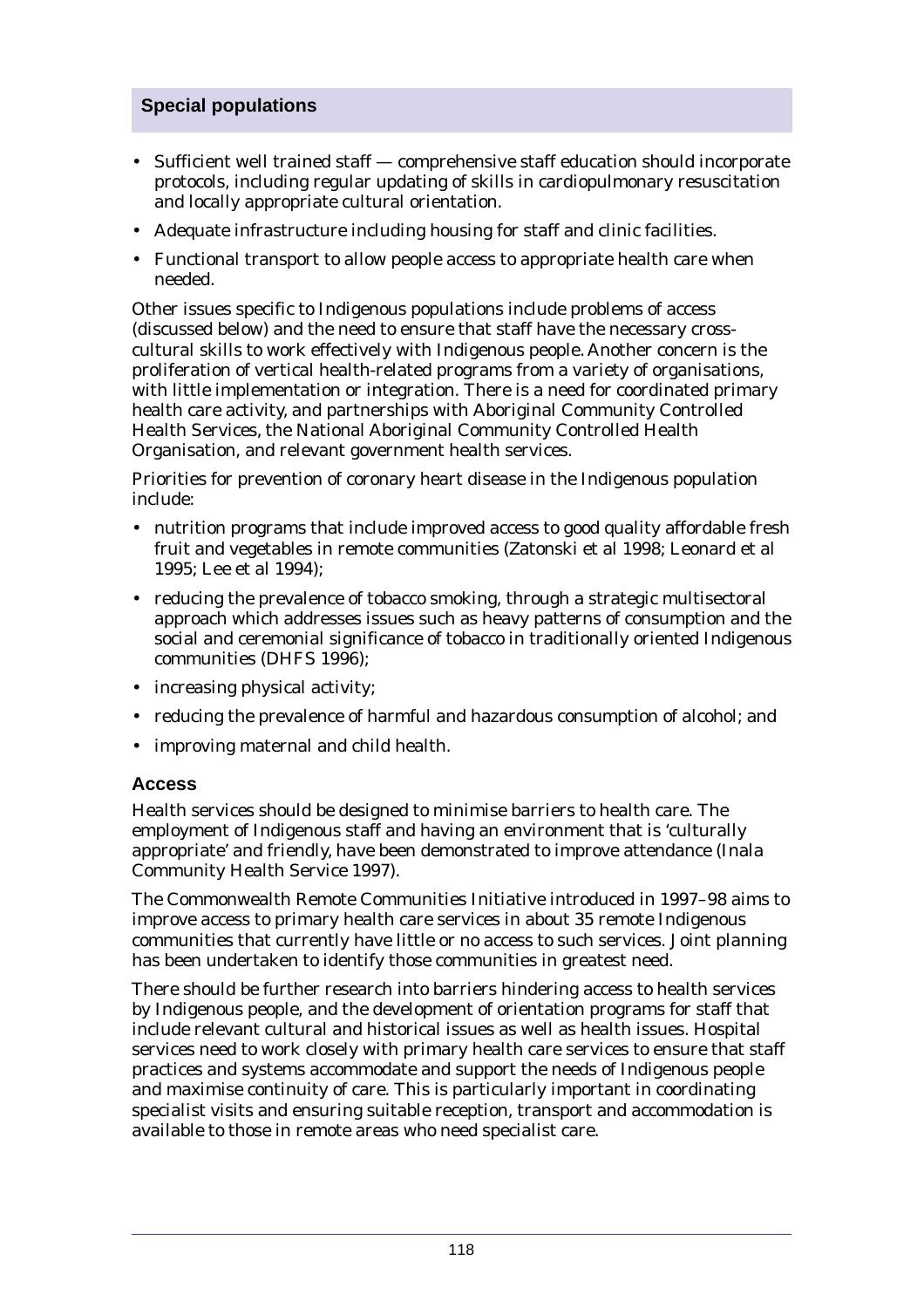## Special populations

- Sufficient well trained staff — comprehensive staff education should incorporate protocols, including regular updating of skills in cardiopulmonary resuscitation and locally appropriate cultural orientation.
- Adequate infrastructure including housing for staff and clinic facilities.
- Functional transport to allow people access to appropriate health care when needed.

Other issues specific to Indigenous populations include problems of access (discussed below) and the need to ensure that staff have the necessary cross-cultural skills to work effectively with Indigenous people. Another concern is the proliferation of vertical health-related programs from a variety of organisations, with little implementation or integration. There is a need for coordinated primary health care activity, and partnerships with Aboriginal Community Controlled Health Services, the National Aboriginal Community Controlled Health Organisation, and relevant government health services.

Priorities for prevention of coronary heart disease in the Indigenous population include:

- nutrition programs that include improved access to good quality affordable fresh fruit and vegetables in remote communities (Zatonski et al 1998; Leonard et al 1995; Lee et al 1994);
- reducing the prevalence of tobacco smoking, through a strategic multisectoral approach which addresses issues such as heavy patterns of consumption and the social and ceremonial significance of tobacco in traditionally oriented Indigenous communities (DHFS 1996);
- increasing physical activity;
- reducing the prevalence of harmful and hazardous consumption of alcohol; and
- improving maternal and child health.

### Access

Health services should be designed to minimise barriers to health care. The employment of Indigenous staff and having an environment that is 'culturally appropriate' and friendly, have been demonstrated to improve attendance (Inala Community Health Service 1997).

The Commonwealth Remote Communities Initiative introduced in 1997–98 aims to improve access to primary health care services in about 35 remote Indigenous communities that currently have little or no access to such services. Joint planning has been undertaken to identify those communities in greatest need.

There should be further research into barriers hindering access to health services by Indigenous people, and the development of orientation programs for staff that include relevant cultural and historical issues as well as health issues. Hospital services need to work closely with primary health care services to ensure that staff practices and systems accommodate and support the needs of Indigenous people and maximise continuity of care. This is particularly important in coordinating specialist visits and ensuring suitable reception, transport and accommodation is available to those in remote areas who need specialist care.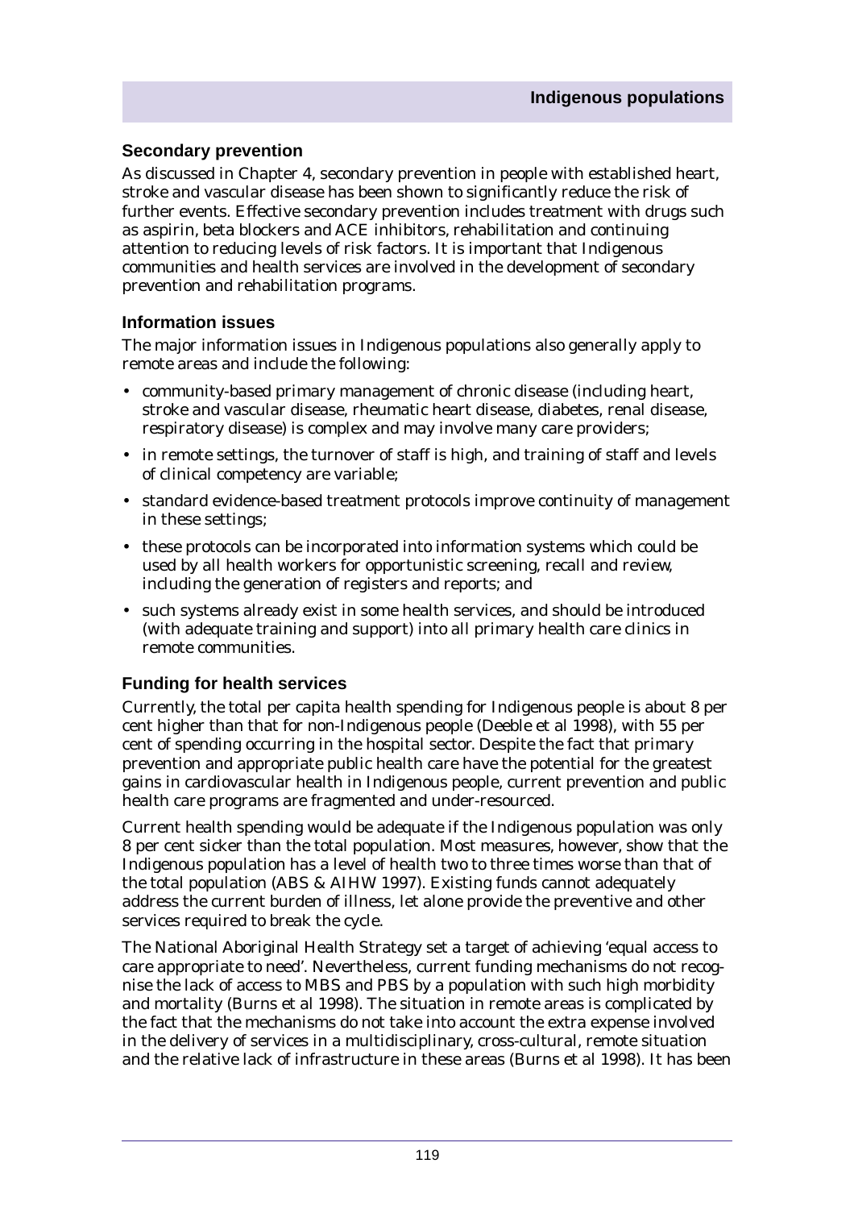### Secondary prevention

As discussed in Chapter 4, secondary prevention in people with established heart, stroke and vascular disease has been shown to significantly reduce the risk of further events. Effective secondary prevention includes treatment with drugs such as aspirin, beta blockers and ACE inhibitors, rehabilitation and continuing attention to reducing levels of risk factors. It is important that Indigenous communities and health services are involved in the development of secondary prevention and rehabilitation programs.

### Information issues

The major information issues in Indigenous populations also generally apply to remote areas and include the following:

- community-based primary management of chronic disease (including heart, stroke and vascular disease, rheumatic heart disease, diabetes, renal disease, respiratory disease) is complex and may involve many care providers;
- in remote settings, the turnover of staff is high, and training of staff and levels of clinical competency are variable;
- standard evidence-based treatment protocols improve continuity of management in these settings;
- these protocols can be incorporated into information systems which could be used by all health workers for opportunistic screening, recall and review, including the generation of registers and reports; and
- such systems already exist in some health services, and should be introduced (with adequate training and support) into all primary health care clinics in remote communities.

### Funding for health services

Currently, the total per capita health spending for Indigenous people is about 8 per cent higher than that for non-Indigenous people (Deeble et al 1998), with 55 per cent of spending occurring in the hospital sector. Despite the fact that primary prevention and appropriate public health care have the potential for the greatest gains in cardiovascular health in Indigenous people, current prevention and public health care programs are fragmented and under-resourced.

Current health spending would be adequate if the Indigenous population was only 8 per cent sicker than the total population. Most measures, however, show that the Indigenous population has a level of health two to three times worse than that of the total population (ABS & AIHW 1997). Existing funds cannot adequately address the current burden of illness, let alone provide the preventive and other services required to break the cycle.

The National Aboriginal Health Strategy set a target of achieving 'equal access to care appropriate to need'. Nevertheless, current funding mechanisms do not recognise the lack of access to MBS and PBS by a population with such high morbidity and mortality (Burns et al 1998). The situation in remote areas is complicated by the fact that the mechanisms do not take into account the extra expense involved in the delivery of services in a multidisciplinary, cross-cultural, remote situation and the relative lack of infrastructure in these areas (Burns et al 1998). It has been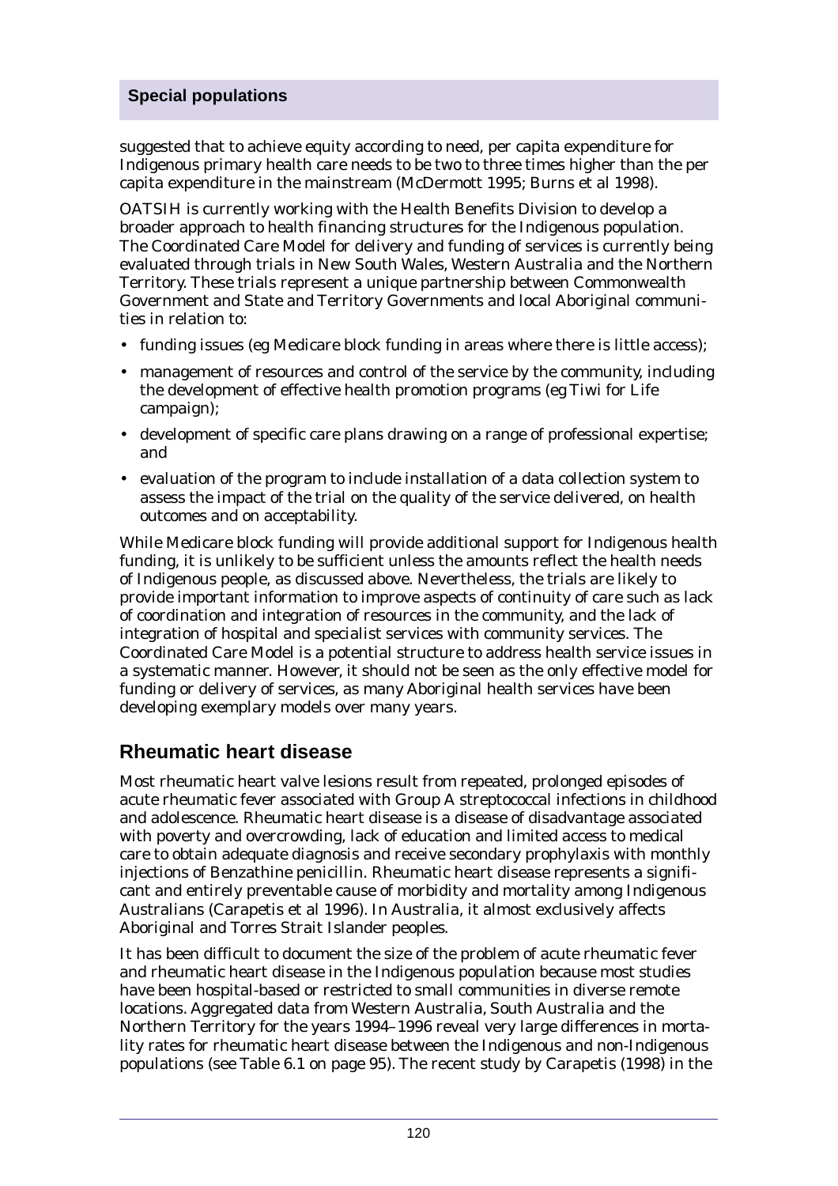suggested that to achieve equity according to need, per capita expenditure for Indigenous primary health care needs to be two to three times higher than the per capita expenditure in the mainstream (McDermott 1995; Burns et al 1998).

OATSIH is currently working with the Health Benefits Division to develop a broader approach to health financing structures for the Indigenous population. The Coordinated Care Model for delivery and funding of services is currently being evaluated through trials in New South Wales, Western Australia and the Northern Territory. These trials represent a unique partnership between Commonwealth Government and State and Territory Governments and local Aboriginal communities in relation to:

- funding issues (eg Medicare block funding in areas where there is little access);
- management of resources and control of the service by the community, including the development of effective health promotion programs (eg Tiwi for Life campaign);
- development of specific care plans drawing on a range of professional expertise; and
- evaluation of the program to include installation of a data collection system to assess the impact of the trial on the quality of the service delivered, on health outcomes and on acceptability.

While Medicare block funding will provide additional support for Indigenous health funding, it is unlikely to be sufficient unless the amounts reflect the health needs of Indigenous people, as discussed above. Nevertheless, the trials are likely to provide important information to improve aspects of continuity of care such as lack of coordination and integration of resources in the community, and the lack of integration of hospital and specialist services with community services. The Coordinated Care Model is a potential structure to address health service issues in a systematic manner. However, it should not be seen as the only effective model for funding or delivery of services, as many Aboriginal health services have been developing exemplary models over many years.

## Rheumatic heart disease

Most rheumatic heart valve lesions result from repeated, prolonged episodes of acute rheumatic fever associated with Group A streptococcal infections in childhood and adolescence. Rheumatic heart disease is a disease of disadvantage associated with poverty and overcrowding, lack of education and limited access to medical care to obtain adequate diagnosis and receive secondary prophylaxis with monthly injections of Benzathine penicillin. Rheumatic heart disease represents a significant and entirely preventable cause of morbidity and mortality among Indigenous Australians (Carapetis et al 1996). In Australia, it almost exclusively affects Aboriginal and Torres Strait Islander peoples.

It has been difficult to document the size of the problem of acute rheumatic fever and rheumatic heart disease in the Indigenous population because most studies have been hospital-based or restricted to small communities in diverse remote locations. Aggregated data from Western Australia, South Australia and the Northern Territory for the years 1994–1996 reveal very large differences in mortality rates for rheumatic heart disease between the Indigenous and non-Indigenous populations (see Table 6.1 on page 95). The recent study by Carapetis (1998) in the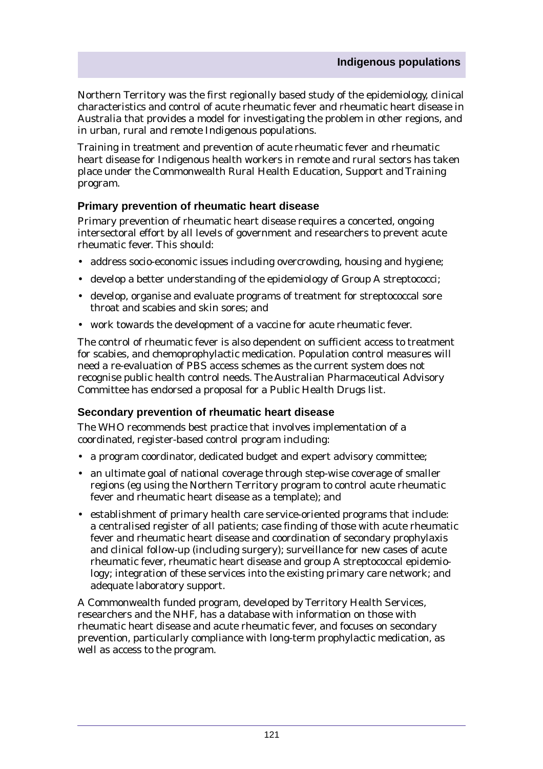Northern Territory was the first regionally based study of the epidemiology, clinical characteristics and control of acute rheumatic fever and rheumatic heart disease in Australia that provides a model for investigating the problem in other regions, and in urban, rural and remote Indigenous populations.

Training in treatment and prevention of acute rheumatic fever and rheumatic heart disease for Indigenous health workers in remote and rural sectors has taken place under the Commonwealth Rural Health Education, Support and Training program.

### Primary prevention of rheumatic heart disease

Primary prevention of rheumatic heart disease requires a concerted, ongoing intersectoral effort by all levels of government and researchers to prevent acute rheumatic fever. This should:

- address socio-economic issues including overcrowding, housing and hygiene;
- develop a better understanding of the epidemiology of Group A streptococci;
- develop, organise and evaluate programs of treatment for streptococcal sore throat and scabies and skin sores; and
- work towards the development of a vaccine for acute rheumatic fever.

The control of rheumatic fever is also dependent on sufficient access to treatment for scabies, and chemoprophylactic medication. Population control measures will need a re-evaluation of PBS access schemes as the current system does not recognise public health control needs. The Australian Pharmaceutical Advisory Committee has endorsed a proposal for a Public Health Drugs list.

### Secondary prevention of rheumatic heart disease

The WHO recommends best practice that involves implementation of a coordinated, register-based control program including:

- a program coordinator, dedicated budget and expert advisory committee;
- an ultimate goal of national coverage through step-wise coverage of smaller regions (eg using the Northern Territory program to control acute rheumatic fever and rheumatic heart disease as a template); and
- establishment of primary health care service-oriented programs that include: a centralised register of all patients; case finding of those with acute rheumatic fever and rheumatic heart disease and coordination of secondary prophylaxis and clinical follow-up (including surgery); surveillance for new cases of acute rheumatic fever, rheumatic heart disease and group A streptococcal epidemiology; integration of these services into the existing primary care network; and adequate laboratory support.

A Commonwealth funded program, developed by Territory Health Services, researchers and the NHF, has a database with information on those with rheumatic heart disease and acute rheumatic fever, and focuses on secondary prevention, particularly compliance with long-term prophylactic medication, as well as access to the program.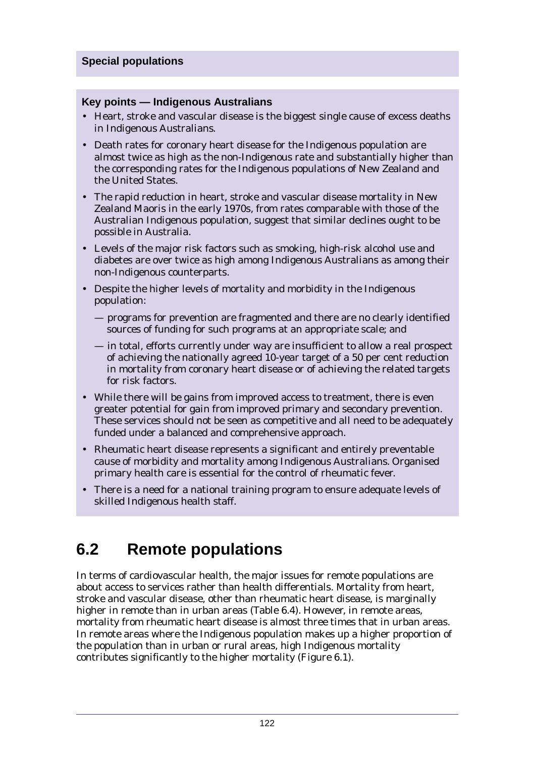**Special populations**

**Key points — Indigenous Australians**

- Heart, stroke and vascular disease is the biggest single cause of excess deaths in Indigenous Australians.
- Death rates for coronary heart disease for the Indigenous population are almost twice as high as the non-Indigenous rate and substantially higher than the corresponding rates for the Indigenous populations of New Zealand and the United States.
- The rapid reduction in heart, stroke and vascular disease mortality in New Zealand Maoris in the early 1970s, from rates comparable with those of the Australian Indigenous population, suggest that similar declines ought to be possible in Australia.
- Levels of the major risk factors such as smoking, high-risk alcohol use and diabetes are over twice as high among Indigenous Australians as among their non-Indigenous counterparts.
- Despite the higher levels of mortality and morbidity in the Indigenous population:
  - — programs for prevention are fragmented and there are no clearly identified sources of funding for such programs at an appropriate scale; and
  - — in total, efforts currently under way are insufficient to allow a real prospect of achieving the nationally agreed 10-year target of a 50 per cent reduction in mortality from coronary heart disease or of achieving the related targets for risk factors.
- While there will be gains from improved access to treatment, there is even greater potential for gain from improved primary and secondary prevention. These services should not be seen as competitive and all need to be adequately funded under a balanced and comprehensive approach.
- Rheumatic heart disease represents a significant and entirely preventable cause of morbidity and mortality among Indigenous Australians. Organised primary health care is essential for the control of rheumatic fever.
- There is a need for a national training program to ensure adequate levels of skilled Indigenous health staff.

## 6.2 Remote populations

In terms of cardiovascular health, the major issues for remote populations are about access to services rather than health differentials. Mortality from heart, stroke and vascular disease, other than rheumatic heart disease, is marginally higher in remote than in urban areas (Table 6.4). However, in remote areas, mortality from rheumatic heart disease is almost three times that in urban areas. In remote areas where the Indigenous population makes up a higher proportion of the population than in urban or rural areas, high Indigenous mortality contributes significantly to the higher mortality (Figure 6.1).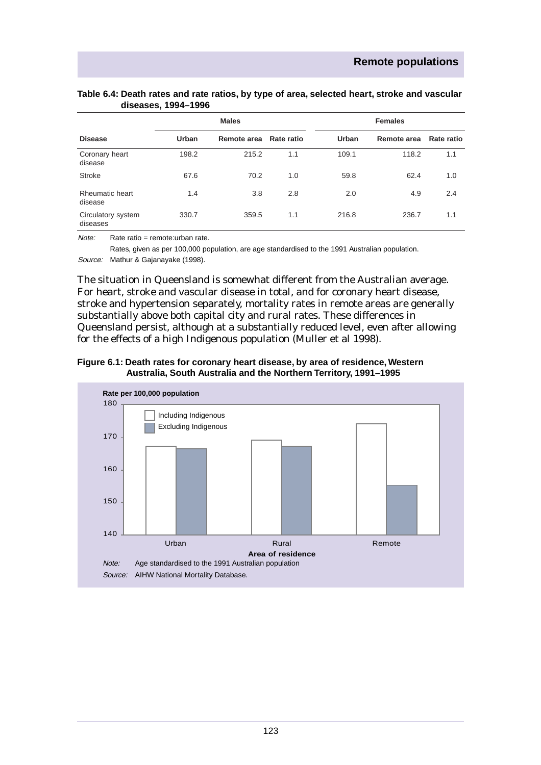**Table 6.4: Death rates and rate ratios, by type of area, selected heart, stroke and vascular diseases, 1994–1996**

| | Males | | | Females | | |
|---|---|---|---|---|---|---|
| **Disease** | **Urban** | **Remote area** | **Rate ratio** | **Urban** | **Remote area** | **Rate ratio** |
| Coronary heart disease | 198.2 | 215.2 | 1.1 | 109.1 | 118.2 | 1.1 |
| Stroke | 67.6 | 70.2 | 1.0 | 59.8 | 62.4 | 1.0 |
| Rheumatic heart disease | 1.4 | 3.8 | 2.8 | 2.0 | 4.9 | 2.4 |
| Circulatory system diseases | 330.7 | 359.5 | 1.1 | 216.8 | 236.7 | 1.1 |

*Note:* Rate ratio = remote:urban rate.

Rates, given as per 100,000 population, are age standardised to the 1991 Australian population.

*Source:* Mathur & Gajanayake (1998).

The situation in Queensland is somewhat different from the Australian average. For heart, stroke and vascular disease in total, and for coronary heart disease, stroke and hypertension separately, mortality rates in remote areas are generally substantially above both capital city and rural rates. These differences in Queensland persist, although at a substantially reduced level, even after allowing for the effects of a high Indigenous population (Muller et al 1998).

**Figure 6.1: Death rates for coronary heart disease, by area of residence, Western Australia, South Australia and the Northern Territory, 1991–1995**

*Note:* Age standardised to the 1991 Australian population

*Source:* AIHW National Mortality Database.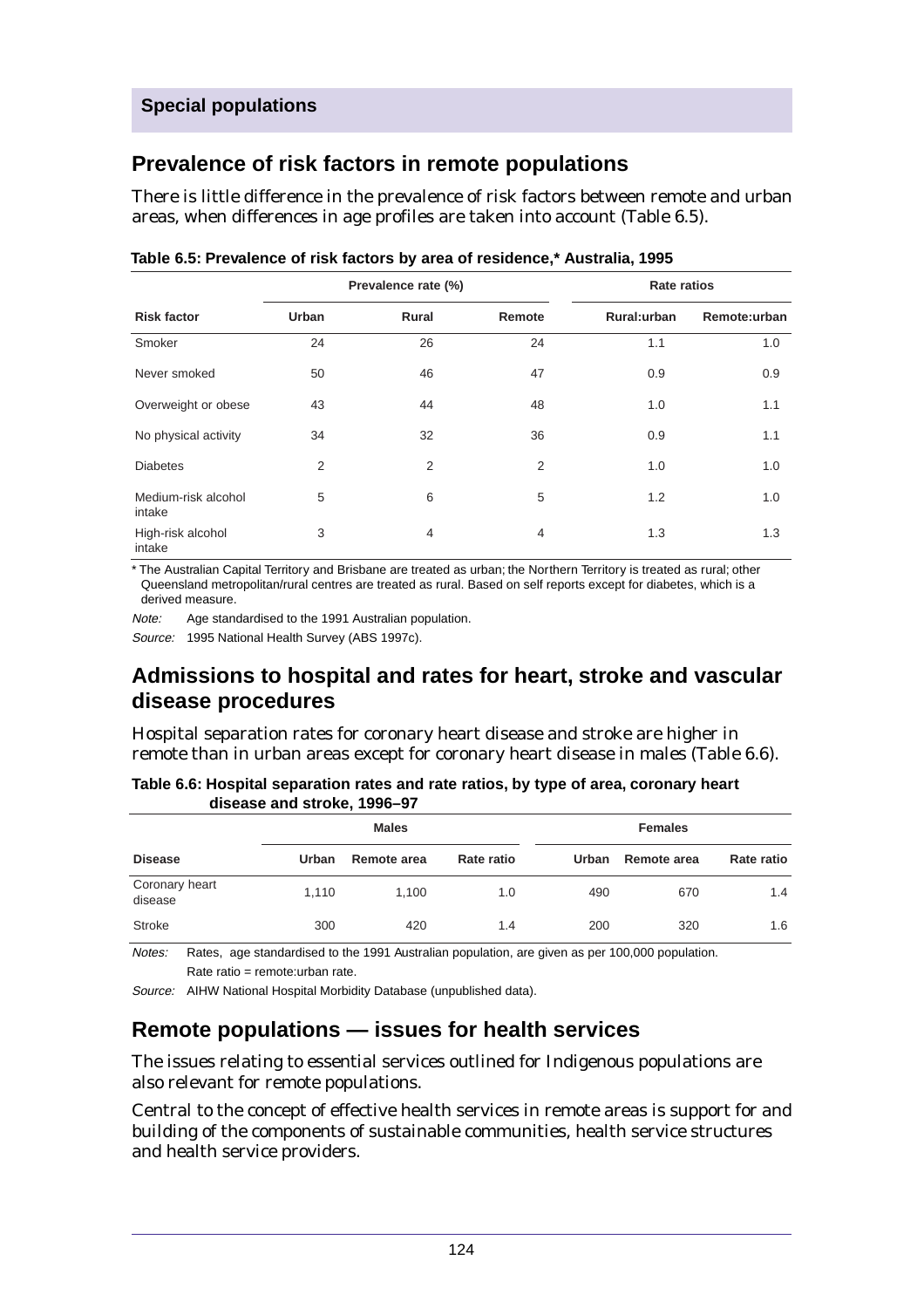## Special populations

## Prevalence of risk factors in remote populations

There is little difference in the prevalence of risk factors between remote and urban areas, when differences in age profiles are taken into account (Table 6.5).

**Table 6.5: Prevalence of risk factors by area of residence,* Australia, 1995**

| | Prevalence rate (%) | | | Rate ratios | |
|---|---|---|---|---|---|
| **Risk factor** | **Urban** | **Rural** | **Remote** | **Rural:urban** | **Remote:urban** |
| Smoker | 24 | 26 | 24 | 1.1 | 1.0 |
| Never smoked | 50 | 46 | 47 | 0.9 | 0.9 |
| Overweight or obese | 43 | 44 | 48 | 1.0 | 1.1 |
| No physical activity | 34 | 32 | 36 | 0.9 | 1.1 |
| Diabetes | 2 | 2 | 2 | 1.0 | 1.0 |
| Medium-risk alcohol intake | 5 | 6 | 5 | 1.2 | 1.0 |
| High-risk alcohol intake | 3 | 4 | 4 | 1.3 | 1.3 |

\* The Australian Capital Territory and Brisbane are treated as urban; the Northern Territory is treated as rural; other Queensland metropolitan/rural centres are treated as rural. Based on self reports except for diabetes, which is a derived measure.

*Note:* Age standardised to the 1991 Australian population.

*Source:* 1995 National Health Survey (ABS 1997c).

## Admissions to hospital and rates for heart, stroke and vascular disease procedures

Hospital separation rates for coronary heart disease and stroke are higher in remote than in urban areas except for coronary heart disease in males (Table 6.6).

**Table 6.6: Hospital separation rates and rate ratios, by type of area, coronary heart disease and stroke, 1996–97**

| | Males | | | Females | | |
|---|---|---|---|---|---|---|
| **Disease** | **Urban** | **Remote area** | **Rate ratio** | **Urban** | **Remote area** | **Rate ratio** |
| Coronary heart disease | 1,110 | 1,100 | 1.0 | 490 | 670 | 1.4 |
| Stroke | 300 | 420 | 1.4 | 200 | 320 | 1.6 |

*Notes:* Rates, age standardised to the 1991 Australian population, are given as per 100,000 population.
Rate ratio = remote:urban rate.

*Source:* AIHW National Hospital Morbidity Database (unpublished data).

## Remote populations — issues for health services

The issues relating to essential services outlined for Indigenous populations are also relevant for remote populations.

Central to the concept of effective health services in remote areas is support for and building of the components of sustainable communities, health service structures and health service providers.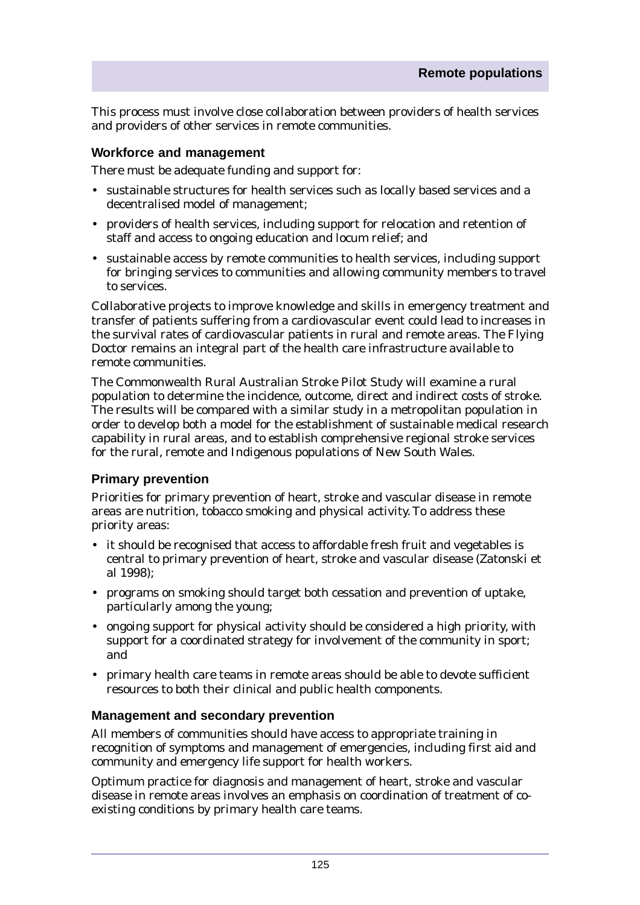This process must involve close collaboration between providers of health services and providers of other services in remote communities.

### Workforce and management

There must be adequate funding and support for:

- sustainable structures for health services such as locally based services and a decentralised model of management;
- providers of health services, including support for relocation and retention of staff and access to ongoing education and locum relief; and
- sustainable access by remote communities to health services, including support for bringing services to communities and allowing community members to travel to services.

Collaborative projects to improve knowledge and skills in emergency treatment and transfer of patients suffering from a cardiovascular event could lead to increases in the survival rates of cardiovascular patients in rural and remote areas. The Flying Doctor remains an integral part of the health care infrastructure available to remote communities.

The Commonwealth Rural Australian Stroke Pilot Study will examine a rural population to determine the incidence, outcome, direct and indirect costs of stroke. The results will be compared with a similar study in a metropolitan population in order to develop both a model for the establishment of sustainable medical research capability in rural areas, and to establish comprehensive regional stroke services for the rural, remote and Indigenous populations of New South Wales.

### Primary prevention

Priorities for primary prevention of heart, stroke and vascular disease in remote areas are nutrition, tobacco smoking and physical activity. To address these priority areas:

- it should be recognised that access to affordable fresh fruit and vegetables is central to primary prevention of heart, stroke and vascular disease (Zatonski et al 1998);
- programs on smoking should target both cessation and prevention of uptake, particularly among the young;
- ongoing support for physical activity should be considered a high priority, with support for a coordinated strategy for involvement of the community in sport; and
- primary health care teams in remote areas should be able to devote sufficient resources to both their clinical and public health components.

### Management and secondary prevention

All members of communities should have access to appropriate training in recognition of symptoms and management of emergencies, including first aid and community and emergency life support for health workers.

Optimum practice for diagnosis and management of heart, stroke and vascular disease in remote areas involves an emphasis on coordination of treatment of co-existing conditions by primary health care teams.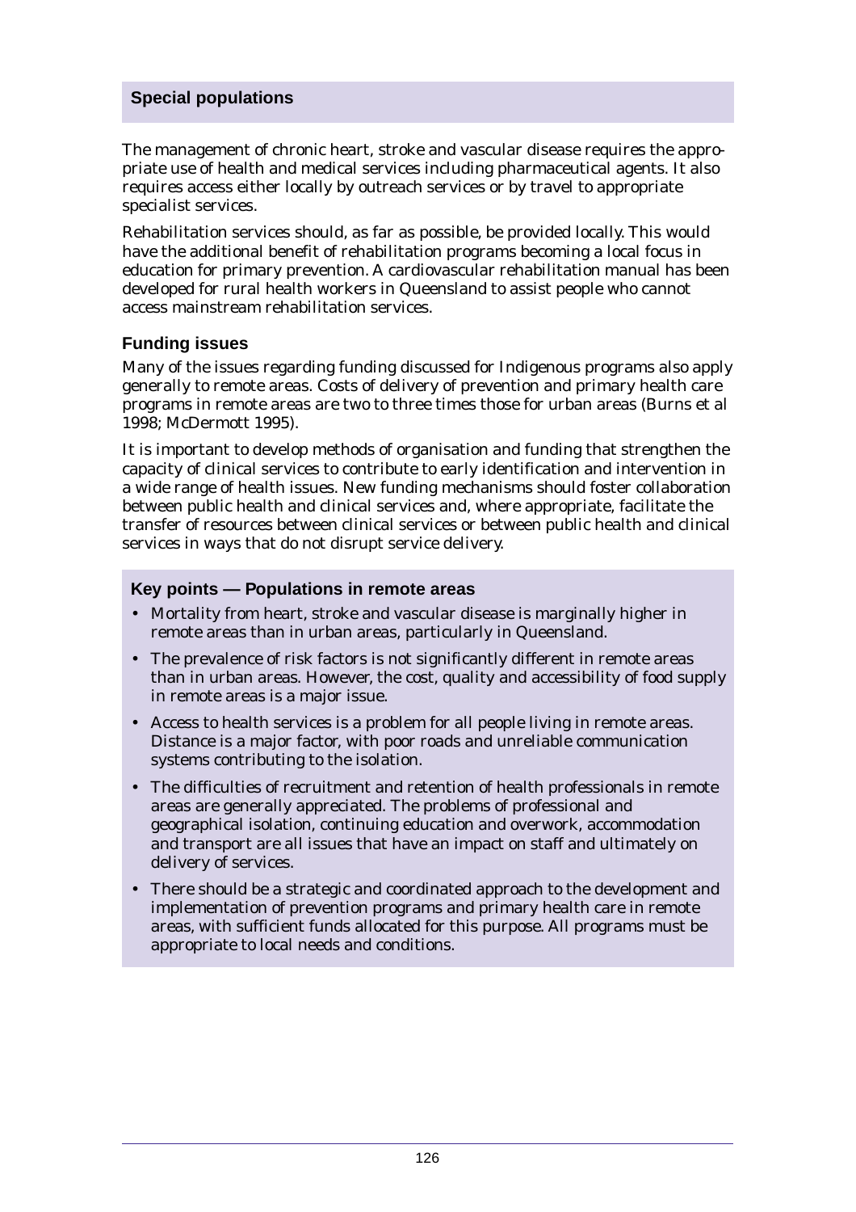## Special populations

The management of chronic heart, stroke and vascular disease requires the appropriate use of health and medical services including pharmaceutical agents. It also requires access either locally by outreach services or by travel to appropriate specialist services.

Rehabilitation services should, as far as possible, be provided locally. This would have the additional benefit of rehabilitation programs becoming a local focus in education for primary prevention. A cardiovascular rehabilitation manual has been developed for rural health workers in Queensland to assist people who cannot access mainstream rehabilitation services.

### Funding issues

Many of the issues regarding funding discussed for Indigenous programs also apply generally to remote areas. Costs of delivery of prevention and primary health care programs in remote areas are two to three times those for urban areas (Burns et al 1998; McDermott 1995).

It is important to develop methods of organisation and funding that strengthen the capacity of clinical services to contribute to early identification and intervention in a wide range of health issues. New funding mechanisms should foster collaboration between public health and clinical services and, where appropriate, facilitate the transfer of resources between clinical services or between public health and clinical services in ways that do not disrupt service delivery.

### Key points — Populations in remote areas

- Mortality from heart, stroke and vascular disease is marginally higher in remote areas than in urban areas, particularly in Queensland.
- The prevalence of risk factors is not significantly different in remote areas than in urban areas. However, the cost, quality and accessibility of food supply in remote areas is a major issue.
- Access to health services is a problem for all people living in remote areas. Distance is a major factor, with poor roads and unreliable communication systems contributing to the isolation.
- The difficulties of recruitment and retention of health professionals in remote areas are generally appreciated. The problems of professional and geographical isolation, continuing education and overwork, accommodation and transport are all issues that have an impact on staff and ultimately on delivery of services.
- There should be a strategic and coordinated approach to the development and implementation of prevention programs and primary health care in remote areas, with sufficient funds allocated for this purpose. All programs must be appropriate to local needs and conditions.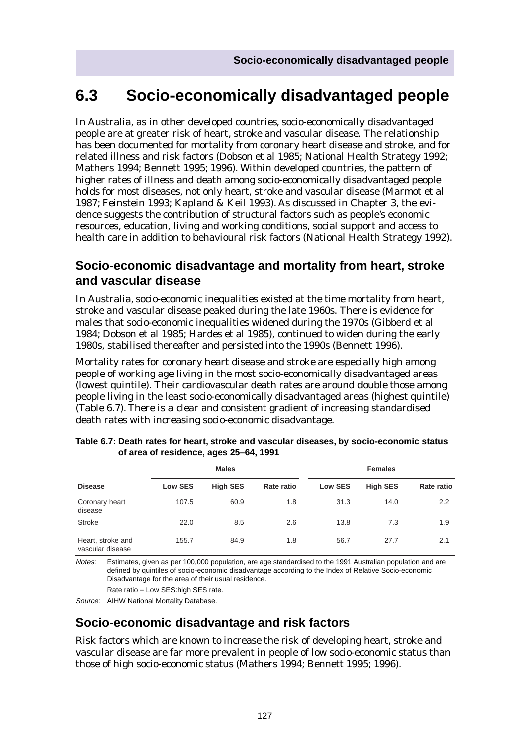# 6.3 Socio-economically disadvantaged people

In Australia, as in other developed countries, socio-economically disadvantaged people are at greater risk of heart, stroke and vascular disease. The relationship has been documented for mortality from coronary heart disease and stroke, and for related illness and risk factors (Dobson et al 1985; National Health Strategy 1992; Mathers 1994; Bennett 1995; 1996). Within developed countries, the pattern of higher rates of illness and death among socio-economically disadvantaged people holds for most diseases, not only heart, stroke and vascular disease (Marmot et al 1987; Feinstein 1993; Kapland & Keil 1993). As discussed in Chapter 3, the evidence suggests the contribution of structural factors such as people's economic resources, education, living and working conditions, social support and access to health care in addition to behavioural risk factors (National Health Strategy 1992).

## Socio-economic disadvantage and mortality from heart, stroke and vascular disease

In Australia, socio-economic inequalities existed at the time mortality from heart, stroke and vascular disease peaked during the late 1960s. There is evidence for males that socio-economic inequalities widened during the 1970s (Gibberd et al 1984; Dobson et al 1985; Hardes et al 1985), continued to widen during the early 1980s, stabilised thereafter and persisted into the 1990s (Bennett 1996).

Mortality rates for coronary heart disease and stroke are especially high among people of working age living in the most socio-economically disadvantaged areas (lowest quintile). Their cardiovascular death rates are around double those among people living in the least socio-economically disadvantaged areas (highest quintile) (Table 6.7). There is a clear and consistent gradient of increasing standardised death rates with increasing socio-economic disadvantage.

**Table 6.7: Death rates for heart, stroke and vascular diseases, by socio-economic status of area of residence, ages 25–64, 1991**

| | Males | | | Females | | |
|---|---|---|---|---|---|---|
| **Disease** | **Low SES** | **High SES** | **Rate ratio** | **Low SES** | **High SES** | **Rate ratio** |
| Coronary heart disease | 107.5 | 60.9 | 1.8 | 31.3 | 14.0 | 2.2 |
| Stroke | 22.0 | 8.5 | 2.6 | 13.8 | 7.3 | 1.9 |
| Heart, stroke and vascular disease | 155.7 | 84.9 | 1.8 | 56.7 | 27.7 | 2.1 |

*Notes:* Estimates, given as per 100,000 population, are age standardised to the 1991 Australian population and are defined by quintiles of socio-economic disadvantage according to the Index of Relative Socio-economic Disadvantage for the area of their usual residence.

Rate ratio = Low SES:high SES rate.

*Source:* AIHW National Mortality Database.

## Socio-economic disadvantage and risk factors

Risk factors which are known to increase the risk of developing heart, stroke and vascular disease are far more prevalent in people of low socio-economic status than those of high socio-economic status (Mathers 1994; Bennett 1995; 1996).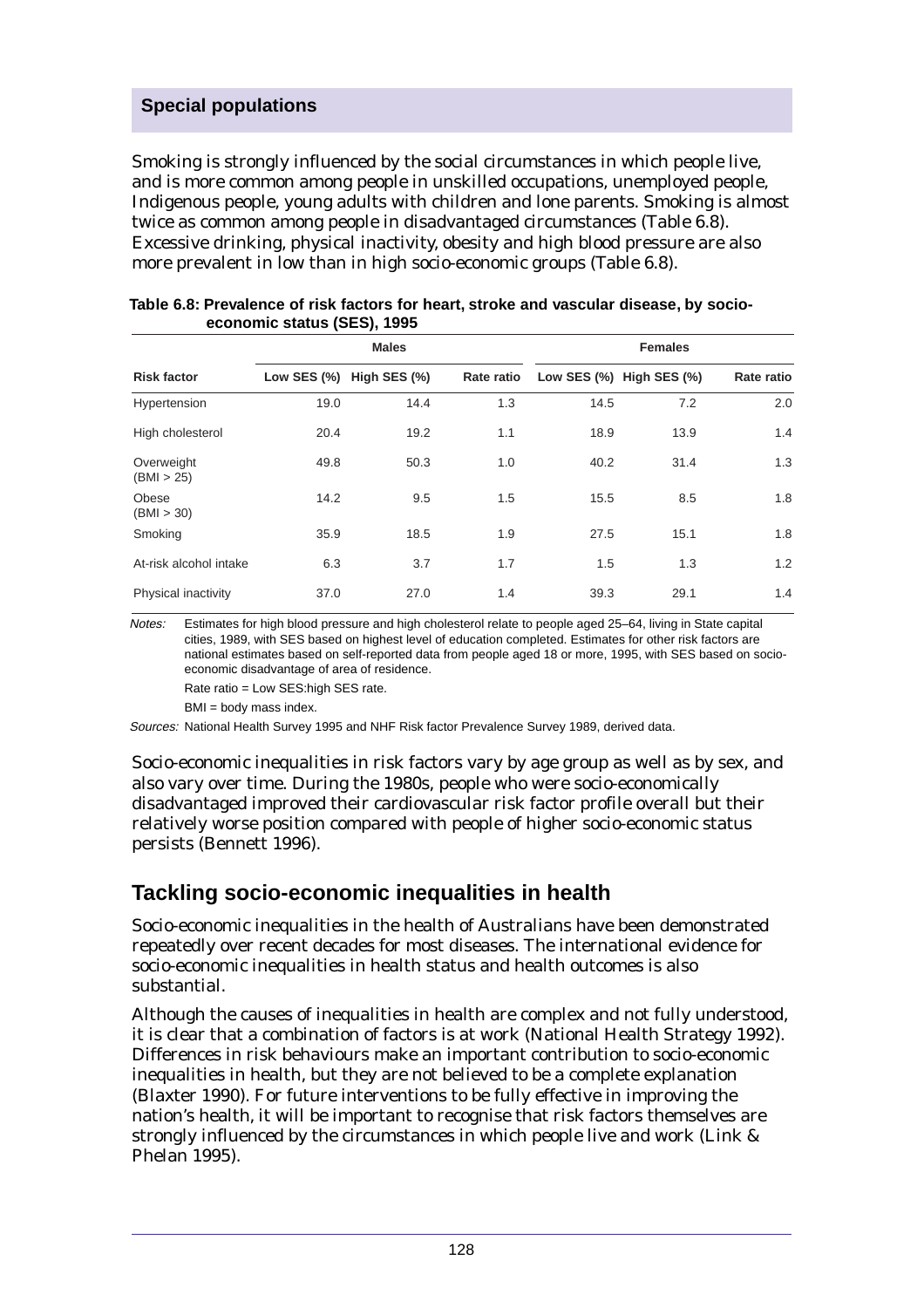## Special populations

Smoking is strongly influenced by the social circumstances in which people live, and is more common among people in unskilled occupations, unemployed people, Indigenous people, young adults with children and lone parents. Smoking is almost twice as common among people in disadvantaged circumstances (Table 6.8). Excessive drinking, physical inactivity, obesity and high blood pressure are also more prevalent in low than in high socio-economic groups (Table 6.8).

**Table 6.8: Prevalence of risk factors for heart, stroke and vascular disease, by socio-economic status (SES), 1995**

| | Males | | | Females | | |
|---|---|---|---|---|---|---|
| **Risk factor** | **Low SES (%)** | **High SES (%)** | **Rate ratio** | **Low SES (%)** | **High SES (%)** | **Rate ratio** |
| Hypertension | 19.0 | 14.4 | 1.3 | 14.5 | 7.2 | 2.0 |
| High cholesterol | 20.4 | 19.2 | 1.1 | 18.9 | 13.9 | 1.4 |
| Overweight (BMI > 25) | 49.8 | 50.3 | 1.0 | 40.2 | 31.4 | 1.3 |
| Obese (BMI > 30) | 14.2 | 9.5 | 1.5 | 15.5 | 8.5 | 1.8 |
| Smoking | 35.9 | 18.5 | 1.9 | 27.5 | 15.1 | 1.8 |
| At-risk alcohol intake | 6.3 | 3.7 | 1.7 | 1.5 | 1.3 | 1.2 |
| Physical inactivity | 37.0 | 27.0 | 1.4 | 39.3 | 29.1 | 1.4 |

*Notes:* Estimates for high blood pressure and high cholesterol relate to people aged 25–64, living in State capital cities, 1989, with SES based on highest level of education completed. Estimates for other risk factors are national estimates based on self-reported data from people aged 18 or more, 1995, with SES based on socio-economic disadvantage of area of residence.

Rate ratio = Low SES:high SES rate.

BMI = body mass index.

*Sources:* National Health Survey 1995 and NHF Risk factor Prevalence Survey 1989, derived data.

Socio-economic inequalities in risk factors vary by age group as well as by sex, and also vary over time. During the 1980s, people who were socio-economically disadvantaged improved their cardiovascular risk factor profile overall but their relatively worse position compared with people of higher socio-economic status persists (Bennett 1996).

## Tackling socio-economic inequalities in health

Socio-economic inequalities in the health of Australians have been demonstrated repeatedly over recent decades for most diseases. The international evidence for socio-economic inequalities in health status and health outcomes is also substantial.

Although the causes of inequalities in health are complex and not fully understood, it is clear that a combination of factors is at work (National Health Strategy 1992). Differences in risk behaviours make an important contribution to socio-economic inequalities in health, but they are not believed to be a complete explanation (Blaxter 1990). For future interventions to be fully effective in improving the nation's health, it will be important to recognise that risk factors themselves are strongly influenced by the circumstances in which people live and work (Link & Phelan 1995).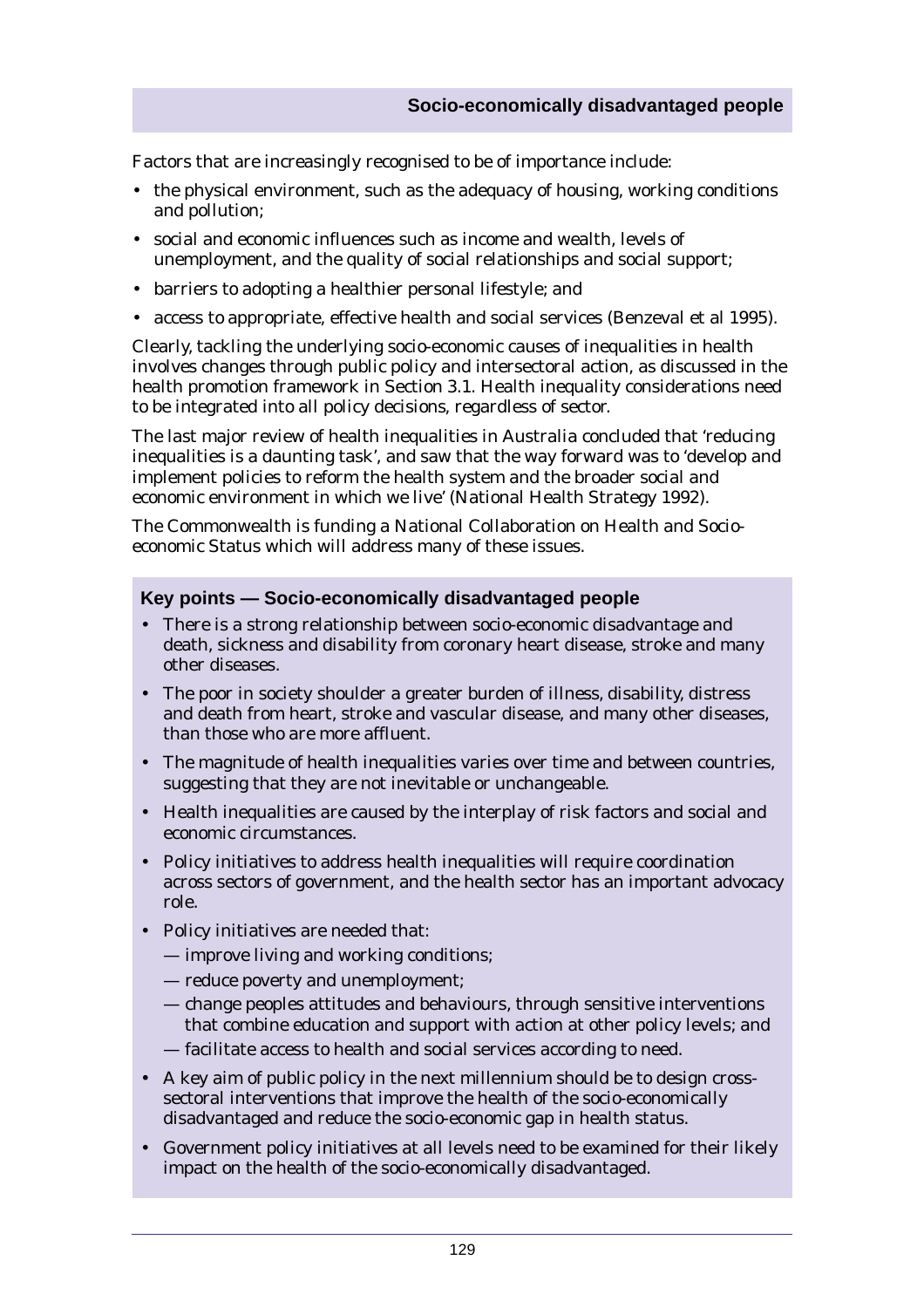Factors that are increasingly recognised to be of importance include:

- the physical environment, such as the adequacy of housing, working conditions and pollution;
- social and economic influences such as income and wealth, levels of unemployment, and the quality of social relationships and social support;
- barriers to adopting a healthier personal lifestyle; and
- access to appropriate, effective health and social services (Benzeval et al 1995).

Clearly, tackling the underlying socio-economic causes of inequalities in health involves changes through public policy and intersectoral action, as discussed in the health promotion framework in Section 3.1. Health inequality considerations need to be integrated into all policy decisions, regardless of sector.

The last major review of health inequalities in Australia concluded that 'reducing inequalities is a daunting task', and saw that the way forward was to 'develop and implement policies to reform the health system and the broader social and economic environment in which we live' (National Health Strategy 1992).

The Commonwealth is funding a National Collaboration on Health and Socio-economic Status which will address many of these issues.

### Key points — Socio-economically disadvantaged people

- There is a strong relationship between socio-economic disadvantage and death, sickness and disability from coronary heart disease, stroke and many other diseases.
- The poor in society shoulder a greater burden of illness, disability, distress and death from heart, stroke and vascular disease, and many other diseases, than those who are more affluent.
- The magnitude of health inequalities varies over time and between countries, suggesting that they are not inevitable or unchangeable.
- Health inequalities are caused by the interplay of risk factors and social and economic circumstances.
- Policy initiatives to address health inequalities will require coordination across sectors of government, and the health sector has an important advocacy role.
- Policy initiatives are needed that:
  - — improve living and working conditions;
  - — reduce poverty and unemployment;
  - — change peoples attitudes and behaviours, through sensitive interventions that combine education and support with action at other policy levels; and
  - — facilitate access to health and social services according to need.
- A key aim of public policy in the next millennium should be to design cross-sectoral interventions that improve the health of the socio-economically disadvantaged and reduce the socio-economic gap in health status.
- Government policy initiatives at all levels need to be examined for their likely impact on the health of the socio-economically disadvantaged.